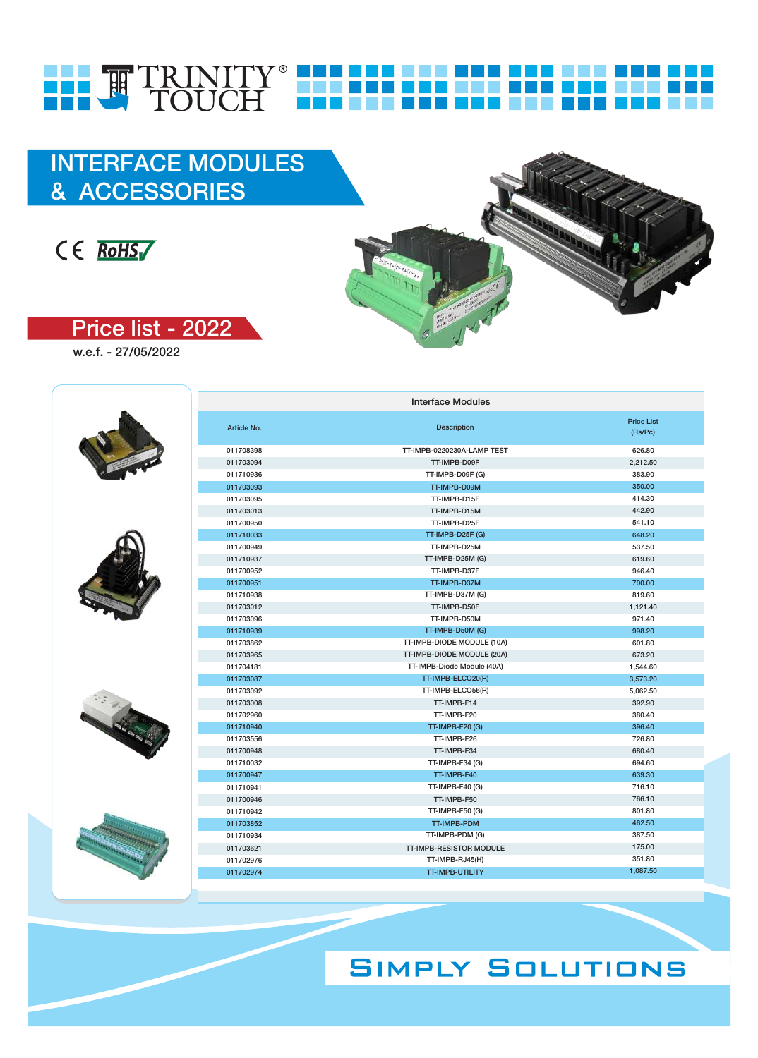# TRINITY TOUCH®

## INTERFACE MODULES & ACCESSORIES

CE RoHS

## Price list - 2022

w.e.f. - 27/05/2022

| Interface Modules | | |
|---|---|---|
| Article No. | Description | Price List (Rs/Pc) |
| 011708398 | TT-IMPB-0220230A-LAMP TEST | 626.80 |
| 011703094 | TT-IMPB-D09F | 2,212.50 |
| 011710936 | TT-IMPB-D09F (G) | 383.90 |
| 011703093 | TT-IMPB-D09M | 350.00 |
| 011703095 | TT-IMPB-D15F | 414.30 |
| 011703013 | TT-IMPB-D15M | 442.90 |
| 011700950 | TT-IMPB-D25F | 541.10 |
| 011710033 | TT-IMPB-D25F (G) | 648.20 |
| 011700949 | TT-IMPB-D25M | 537.50 |
| 011710937 | TT-IMPB-D25M (G) | 619.60 |
| 011700952 | TT-IMPB-D37F | 946.40 |
| 011700951 | TT-IMPB-D37M | 700.00 |
| 011710938 | TT-IMPB-D37M (G) | 819.60 |
| 011703012 | TT-IMPB-D50F | 1,121.40 |
| 011703096 | TT-IMPB-D50M | 971.40 |
| 011710939 | TT-IMPB-D50M (G) | 998.20 |
| 011703862 | TT-IMPB-DIODE MODULE (10A) | 601.80 |
| 011703965 | TT-IMPB-DIODE MODULE (20A) | 673.20 |
| 011704181 | TT-IMPB-Diode Module (40A) | 1,544.60 |
| 011703087 | TT-IMPB-ELCO20(R) | 3,573.20 |
| 011703092 | TT-IMPB-ELCO56(R) | 5,062.50 |
| 011703008 | TT-IMPB-F14 | 392.90 |
| 011702960 | TT-IMPB-F20 | 380.40 |
| 011710940 | TT-IMPB-F20 (G) | 396.40 |
| 011703556 | TT-IMPB-F26 | 726.80 |
| 011700948 | TT-IMPB-F34 | 680.40 |
| 011710032 | TT-IMPB-F34 (G) | 694.60 |
| 011700947 | TT-IMPB-F40 | 639.30 |
| 011710941 | TT-IMPB-F40 (G) | 716.10 |
| 011700946 | TT-IMPB-F50 | 766.10 |
| 011710942 | TT-IMPB-F50 (G) | 801.80 |
| 011703852 | TT-IMPB-PDM | 462.50 |
| 011710934 | TT-IMPB-PDM (G) | 387.50 |
| 011703621 | TT-IMPB-RESISTOR MODULE | 175.00 |
| 011702976 | TT-IMPB-RJ45(H) | 351.80 |
| 011702974 | TT-IMPB-UTILITY | 1,087.50 |

SIMPLY SOLUTIONS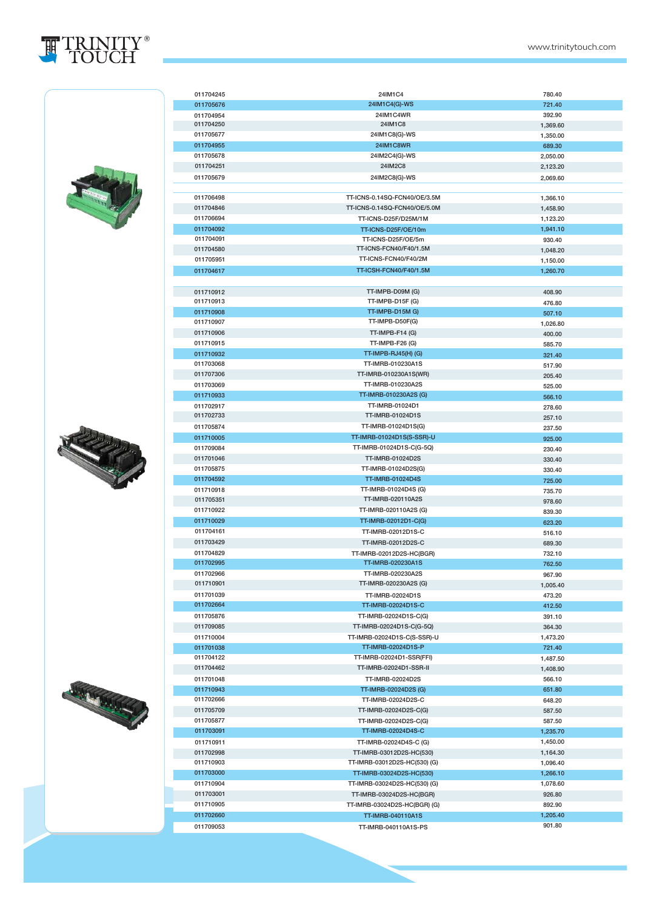| | | |
|---|---|---|
| 011704245 | 24IM1C4 | 780.40 |
| 011705676 | 24IM1C4(G)-WS | 721.40 |
| 011704954 | 24IM1C4WR | 392.90 |
| 011704250 | 24IM1C8 | 1,369.60 |
| 011705677 | 24IM1C8(G)-WS | 1,350.00 |
| 011704955 | 24IM1C8WR | 689.30 |
| 011705678 | 24IM2C4(G)-WS | 2,050.00 |
| 011704251 | 24IM2C8 | 2,123.20 |
| 011705679 | 24IM2C8(G)-WS | 2,069.60 |

| | | |
|---|---|---|
| 011706498 | TT-ICNS-0.14SQ-FCN40/OE/3.5M | 1,366.10 |
| 011704846 | TT-ICNS-0.14SQ-FCN40/OE/5.0M | 1,458.90 |
| 011706694 | TT-ICNS-D25F/D25M/1M | 1,123.20 |
| 011704092 | TT-ICNS-D25F/OE/10m | 1,941.10 |
| 011704091 | TT-ICNS-D25F/OE/5m | 930.40 |
| 011704580 | TT-ICNS-FCN40/F40/1.5M | 1,048.20 |
| 011705951 | TT-ICNS-FCN40/F40/2M | 1,150.00 |
| 011704617 | TT-ICSH-FCN40/F40/1.5M | 1,260.70 |

| | | |
|---|---|---|
| 011710912 | TT-IMPB-D09M (G) | 408.90 |
| 011710913 | TT-IMPB-D15F (G) | 476.80 |
| 011710908 | TT-IMPB-D15M G) | 507.10 |
| 011710907 | TT-IMPB-D50F(G) | 1,026.80 |
| 011710906 | TT-IMPB-F14 (G) | 400.00 |
| 011710915 | TT-IMPB-F26 (G) | 585.70 |
| 011710932 | TT-IMPB-RJ45(H) (G) | 321.40 |
| 011703068 | TT-IMRB-010230A1S | 517.90 |
| 011707306 | TT-IMRB-010230A1S(WR) | 205.40 |
| 011703069 | TT-IMRB-010230A2S | 525.00 |
| 011710933 | TT-IMRB-010230A2S (G) | 566.10 |
| 011702917 | TT-IMRB-01024D1 | 278.60 |
| 011702733 | TT-IMRB-01024D1S | 257.10 |
| 011705874 | TT-IMRB-01024D1S(G) | 237.50 |
| 011710005 | TT-IMRB-01024D1S(S-SSR)-U | 925.00 |
| 011709084 | TT-IMRB-01024D1S-C(G-5Q) | 230.40 |
| 011701046 | TT-IMRB-01024D2S | 330.40 |
| 011705875 | TT-IMRB-01024D2S(G) | 330.40 |
| 011704592 | TT-IMRB-01024D4S | 725.00 |
| 011710918 | TT-IMRB-01024D4S (G) | 735.70 |
| 011705351 | TT-IMRB-020110A2S | 978.60 |
| 011710922 | TT-IMRB-020110A2S (G) | 839.30 |
| 011710029 | TT-IMRB-02012D1-C(G) | 623.20 |
| 011704161 | TT-IMRB-02012D1S-C | 516.10 |
| 011703429 | TT-IMRB-02012D2S-C | 689.30 |
| 011704829 | TT-IMRB-02012D2S-HC(BGR) | 732.10 |
| 011702995 | TT-IMRB-020230A1S | 762.50 |
| 011702966 | TT-IMRB-020230A2S | 967.90 |
| 011710901 | TT-IMRB-020230A2S (G) | 1,005.40 |
| 011701039 | TT-IMRB-02024D1S | 473.20 |
| 011702664 | TT-IMRB-02024D1S-C | 412.50 |
| 011705876 | TT-IMRB-02024D1S-C(G) | 391.10 |
| 011709085 | TT-IMRB-02024D1S-C(G-5Q) | 364.30 |
| 011710004 | TT-IMRB-02024D1S-C(S-SSR)-U | 1,473.20 |
| 011701038 | TT-IMRB-02024D1S-P | 721.40 |
| 011704122 | TT-IMRB-02024D1-SSR(FFI) | 1,487.50 |
| 011704462 | TT-IMRB-02024D1-SSR-II | 1,408.90 |
| 011701048 | TT-IMRB-02024D2S | 566.10 |
| 011710943 | TT-IMRB-02024D2S (G) | 651.80 |
| 011702666 | TT-IMRB-02024D2S-C | 648.20 |
| 011705709 | TT-IMRB-02024D2S-C(G) | 587.50 |
| 011705877 | TT-IMRB-02024D2S-C(G) | 587.50 |
| 011703091 | TT-IMRB-02024D4S-C | 1,235.70 |
| 011710911 | TT-IMRB-02024D4S-C (G) | 1,450.00 |
| 011702998 | TT-IMRB-03012D2S-HC(530) | 1,164.30 |
| 011710903 | TT-IMRB-03012D2S-HC(530) (G) | 1,096.40 |
| 011703000 | TT-IMRB-03024D2S-HC(530) | 1,266.10 |
| 011710904 | TT-IMRB-03024D2S-HC(530) (G) | 1,078.60 |
| 011703001 | TT-IMRB-03024D2S-HC(BGR) | 926.80 |
| 011710905 | TT-IMRB-03024D2S-HC(BGR) (G) | 892.90 |
| 011702660 | TT-IMRB-040110A1S | 1,205.40 |
| 011709053 | TT-IMRB-040110A1S-PS | 901.80 |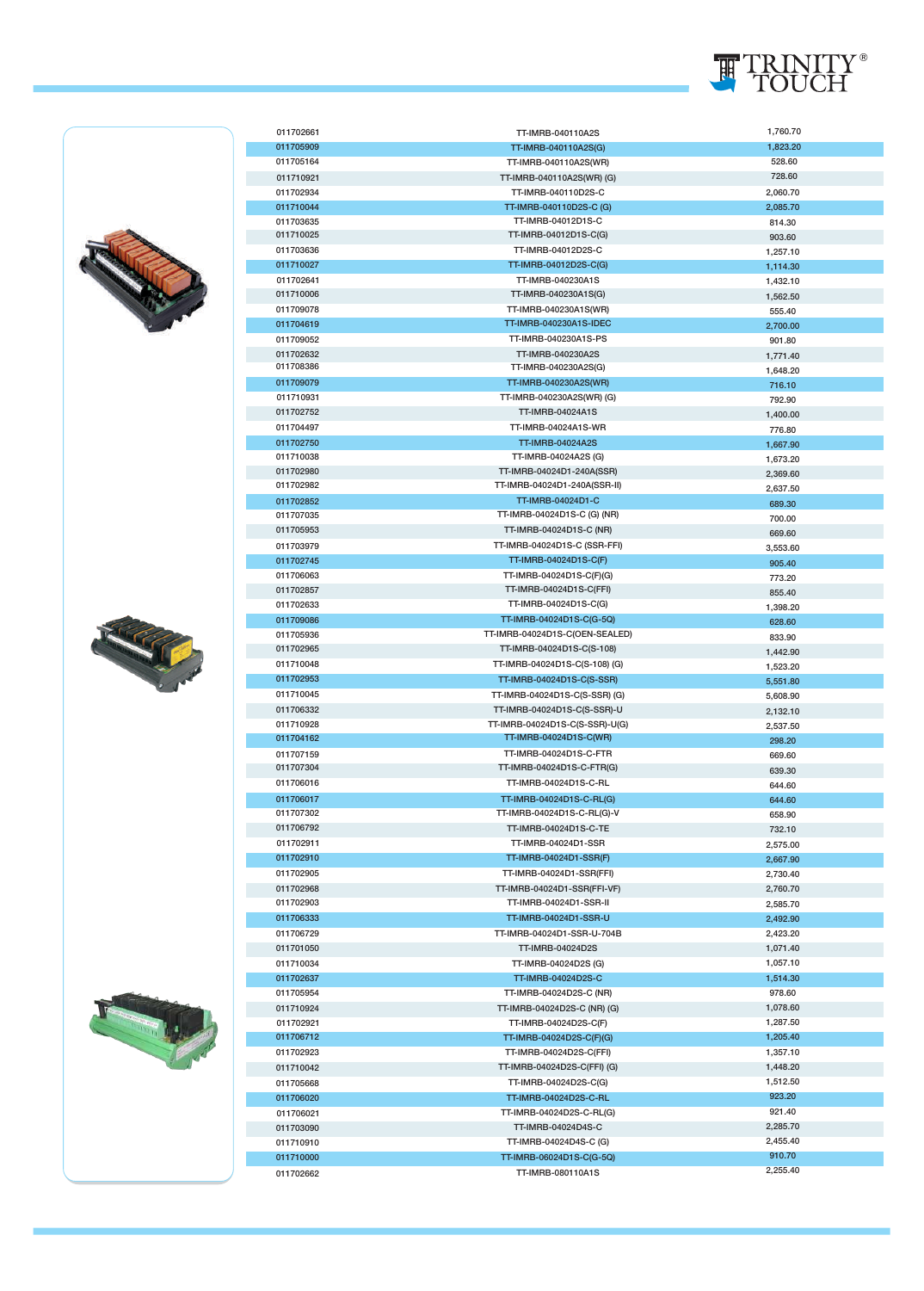| | | |
|---|---|---|
| 011702661 | TT-IMRB-040110A2S | 1,760.70 |
| 011705909 | TT-IMRB-040110A2S(G) | 1,823.20 |
| 011705164 | TT-IMRB-040110A2S(WR) | 528.60 |
| 011710921 | TT-IMRB-040110A2S(WR) (G) | 728.60 |
| 011702934 | TT-IMRB-040110D2S-C | 2,060.70 |
| 011710044 | TT-IMRB-040110D2S-C (G) | 2,085.70 |
| 011703635 | TT-IMRB-04012D1S-C | 814.30 |
| 011710025 | TT-IMRB-04012D1S-C(G) | 903.60 |
| 011703636 | TT-IMRB-04012D2S-C | 1,257.10 |
| 011710027 | TT-IMRB-04012D2S-C(G) | 1,114.30 |
| 011702641 | TT-IMRB-040230A1S | 1,432.10 |
| 011710006 | TT-IMRB-040230A1S(G) | 1,562.50 |
| 011709078 | TT-IMRB-040230A1S(WR) | 555.40 |
| 011704619 | TT-IMRB-040230A1S-IDEC | 2,700.00 |
| 011709052 | TT-IMRB-040230A1S-PS | 901.80 |
| 011702632 | TT-IMRB-040230A2S | 1,771.40 |
| 011708386 | TT-IMRB-040230A2S(G) | 1,648.20 |
| 011709079 | TT-IMRB-040230A2S(WR) | 716.10 |
| 011710931 | TT-IMRB-040230A2S(WR) (G) | 792.90 |
| 011702752 | TT-IMRB-04024A1S | 1,400.00 |
| 011704497 | TT-IMRB-04024A1S-WR | 776.80 |
| 011702750 | TT-IMRB-04024A2S | 1,667.90 |
| 011710038 | TT-IMRB-04024A2S (G) | 1,673.20 |
| 011702980 | TT-IMRB-04024D1-240A(SSR) | 2,369.60 |
| 011702982 | TT-IMRB-04024D1-240A(SSR-II) | 2,637.50 |
| 011702852 | TT-IMRB-04024D1-C | 689.30 |
| 011707035 | TT-IMRB-04024D1S-C (G) (NR) | 700.00 |
| 011705953 | TT-IMRB-04024D1S-C (NR) | 669.60 |
| 011703979 | TT-IMRB-04024D1S-C (SSR-FFI) | 3,553.60 |
| 011702745 | TT-IMRB-04024D1S-C(F) | 905.40 |
| 011706063 | TT-IMRB-04024D1S-C(F)(G) | 773.20 |
| 011702857 | TT-IMRB-04024D1S-C(FFI) | 855.40 |
| 011702633 | TT-IMRB-04024D1S-C(G) | 1,398.20 |
| 011709086 | TT-IMRB-04024D1S-C(G-5Q) | 628.60 |
| 011705936 | TT-IMRB-04024D1S-C(OEN-SEALED) | 833.90 |
| 011702965 | TT-IMRB-04024D1S-C(S-108) | 1,442.90 |
| 011710048 | TT-IMRB-04024D1S-C(S-108) (G) | 1,523.20 |
| 011702953 | TT-IMRB-04024D1S-C(S-SSR) | 5,551.80 |
| 011710045 | TT-IMRB-04024D1S-C(S-SSR) (G) | 5,608.90 |
| 011706332 | TT-IMRB-04024D1S-C(S-SSR)-U | 2,132.10 |
| 011710928 | TT-IMRB-04024D1S-C(S-SSR)-U(G) | 2,537.50 |
| 011704162 | TT-IMRB-04024D1S-C(WR) | 298.20 |
| 011707159 | TT-IMRB-04024D1S-C-FTR | 669.60 |
| 011707304 | TT-IMRB-04024D1S-C-FTR(G) | 639.30 |
| 011706016 | TT-IMRB-04024D1S-C-RL | 644.60 |
| 011706017 | TT-IMRB-04024D1S-C-RL(G) | 644.60 |
| 011707302 | TT-IMRB-04024D1S-C-RL(G)-V | 658.90 |
| 011706792 | TT-IMRB-04024D1S-C-TE | 732.10 |
| 011702911 | TT-IMRB-04024D1-SSR | 2,575.00 |
| 011702910 | TT-IMRB-04024D1-SSR(F) | 2,667.90 |
| 011702905 | TT-IMRB-04024D1-SSR(FFI) | 2,730.40 |
| 011702968 | TT-IMRB-04024D1-SSR(FFI-VF) | 2,760.70 |
| 011702903 | TT-IMRB-04024D1-SSR-II | 2,585.70 |
| 011706333 | TT-IMRB-04024D1-SSR-U | 2,492.90 |
| 011706729 | TT-IMRB-04024D1-SSR-U-704B | 2,423.20 |
| 011701050 | TT-IMRB-04024D2S | 1,071.40 |
| 011710034 | TT-IMRB-04024D2S (G) | 1,057.10 |
| 011702637 | TT-IMRB-04024D2S-C | 1,514.30 |
| 011705954 | TT-IMRB-04024D2S-C (NR) | 978.60 |
| 011710924 | TT-IMRB-04024D2S-C (NR) (G) | 1,078.60 |
| 011702921 | TT-IMRB-04024D2S-C(F) | 1,287.50 |
| 011706712 | TT-IMRB-04024D2S-C(F)(G) | 1,205.40 |
| 011702923 | TT-IMRB-04024D2S-C(FFI) | 1,357.10 |
| 011710042 | TT-IMRB-04024D2S-C(FFI) (G) | 1,448.20 |
| 011705668 | TT-IMRB-04024D2S-C(G) | 1,512.50 |
| 011706020 | TT-IMRB-04024D2S-C-RL | 923.20 |
| 011706021 | TT-IMRB-04024D2S-C-RL(G) | 921.40 |
| 011703090 | TT-IMRB-04024D4S-C | 2,285.70 |
| 011710910 | TT-IMRB-04024D4S-C (G) | 2,455.40 |
| 011710000 | TT-IMRB-06024D1S-C(G-5Q) | 910.70 |
| 011702662 | TT-IMRB-080110A1S | 2,255.40 |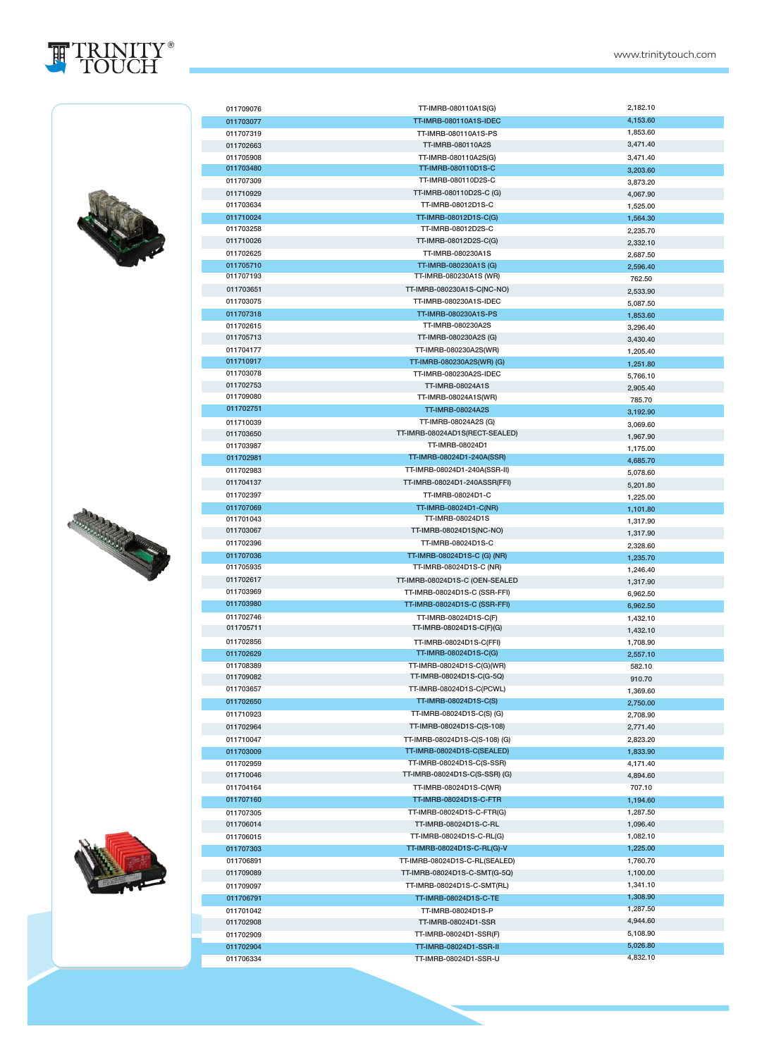| | | |
|---|---|---|
| 011709076 | TT-IMRB-080110A1S(G) | 2,182.10 |
| 011703077 | TT-IMRB-080110A1S-IDEC | 4,153.60 |
| 011707319 | TT-IMRB-080110A1S-PS | 1,853.60 |
| 011702663 | TT-IMRB-080110A2S | 3,471.40 |
| 011705908 | TT-IMRB-080110A2S(G) | 3,471.40 |
| 011703480 | TT-IMRB-080110D1S-C | 3,203.60 |
| 011707309 | TT-IMRB-080110D2S-C | 3,873.20 |
| 011710929 | TT-IMRB-080110D2S-C (G) | 4,067.90 |
| 011703634 | TT-IMRB-08012D1S-C | 1,525.00 |
| 011710024 | TT-IMRB-08012D1S-C(G) | 1,564.30 |
| 011703258 | TT-IMRB-08012D2S-C | 2,235.70 |
| 011710026 | TT-IMRB-08012D2S-C(G) | 2,332.10 |
| 011702625 | TT-IMRB-080230A1S | 2,687.50 |
| 011705710 | TT-IMRB-080230A1S (G) | 2,596.40 |
| 011707193 | TT-IMRB-080230A1S (WR) | 762.50 |
| 011703651 | TT-IMRB-080230A1S-C(NC-NO) | 2,533.90 |
| 011703075 | TT-IMRB-080230A1S-IDEC | 5,087.50 |
| 011707318 | TT-IMRB-080230A1S-PS | 1,853.60 |
| 011702615 | TT-IMRB-080230A2S | 3,296.40 |
| 011705713 | TT-IMRB-080230A2S (G) | 3,430.40 |
| 011704177 | TT-IMRB-080230A2S(WR) | 1,205.40 |
| 011710917 | TT-IMRB-080230A2S(WR) (G) | 1,251.80 |
| 011703078 | TT-IMRB-080230A2S-IDEC | 5,766.10 |
| 011702753 | TT-IMRB-08024A1S | 2,905.40 |
| 011709080 | TT-IMRB-08024A1S(WR) | 785.70 |
| 011702751 | TT-IMRB-08024A2S | 3,192.90 |
| 011710039 | TT-IMRB-08024A2S (G) | 3,069.60 |
| 011703650 | TT-IMRB-08024AD1S(RECT-SEALED) | 1,967.90 |
| 011703987 | TT-IMRB-08024D1 | 1,175.00 |
| 011702981 | TT-IMRB-08024D1-240A(SSR) | 4,685.70 |
| 011702983 | TT-IMRB-08024D1-240A(SSR-II) | 5,078.60 |
| 011704137 | TT-IMRB-08024D1-240ASSR(FFI) | 5,201.80 |
| 011702397 | TT-IMRB-08024D1-C | 1,225.00 |
| 011707069 | TT-IMRB-08024D1-C(NR) | 1,101.80 |
| 011701043 | TT-IMRB-08024D1S | 1,317.90 |
| 011703067 | TT-IMRB-08024D1S(NC-NO) | 1,317.90 |
| 011702396 | TT-IMRB-08024D1S-C | 2,328.60 |
| 011707036 | TT-IMRB-08024D1S-C (G) (NR) | 1,235.70 |
| 011705935 | TT-IMRB-08024D1S-C (NR) | 1,246.40 |
| 011702617 | TT-IMRB-08024D1S-C (OEN-SEALED | 1,317.90 |
| 011703969 | TT-IMRB-08024D1S-C (SSR-FFI) | 6,962.50 |
| 011703980 | TT-IMRB-08024D1S-C (SSR-FFI) | 6,962.50 |
| 011702746 | TT-IMRB-08024D1S-C(F) | 1,432.10 |
| 011705711 | TT-IMRB-08024D1S-C(F)(G) | 1,432.10 |
| 011702856 | TT-IMRB-08024D1S-C(FFI) | 1,708.90 |
| 011702629 | TT-IMRB-08024D1S-C(G) | 2,557.10 |
| 011708389 | TT-IMRB-08024D1S-C(G)(WR) | 582.10 |
| 011709082 | TT-IMRB-08024D1S-C(G-5Q) | 910.70 |
| 011703657 | TT-IMRB-08024D1S-C(PCWL) | 1,369.60 |
| 011702650 | TT-IMRB-08024D1S-C(S) | 2,750.00 |
| 011710923 | TT-IMRB-08024D1S-C(S) (G) | 2,708.90 |
| 011702964 | TT-IMRB-08024D1S-C(S-108) | 2,771.40 |
| 011710047 | TT-IMRB-08024D1S-C(S-108) (G) | 2,823.20 |
| 011703009 | TT-IMRB-08024D1S-C(SEALED) | 1,833.90 |
| 011702959 | TT-IMRB-08024D1S-C(S-SSR) | 4,171.40 |
| 011710046 | TT-IMRB-08024D1S-C(S-SSR) (G) | 4,894.60 |
| 011704164 | TT-IMRB-08024D1S-C(WR) | 707.10 |
| 011707160 | TT-IMRB-08024D1S-C-FTR | 1,194.60 |
| 011707305 | TT-IMRB-08024D1S-C-FTR(G) | 1,287.50 |
| 011706014 | TT-IMRB-08024D1S-C-RL | 1,096.40 |
| 011706015 | TT-IMRB-08024D1S-C-RL(G) | 1,082.10 |
| 011707303 | TT-IMRB-08024D1S-C-RL(G)-V | 1,225.00 |
| 011706891 | TT-IMRB-08024D1S-C-RL(SEALED) | 1,760.70 |
| 011709089 | TT-IMRB-08024D1S-C-SMT(G-5Q) | 1,100.00 |
| 011709097 | TT-IMRB-08024D1S-C-SMT(RL) | 1,341.10 |
| 011706791 | TT-IMRB-08024D1S-C-TE | 1,308.90 |
| 011701042 | TT-IMRB-08024D1S-P | 1,287.50 |
| 011702908 | TT-IMRB-08024D1-SSR | 4,944.60 |
| 011702909 | TT-IMRB-08024D1-SSR(F) | 5,108.90 |
| 011702904 | TT-IMRB-08024D1-SSR-II | 5,026.80 |
| 011706334 | TT-IMRB-08024D1-SSR-U | 4,832.10 |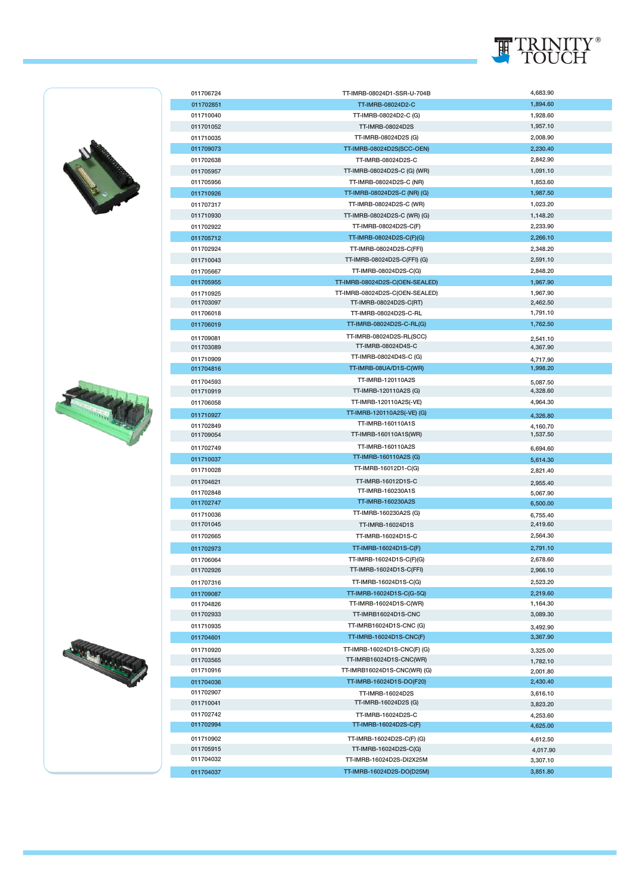| | | |
|---|---|---|
| 011706724 | TT-IMRB-08024D1-SSR-U-704B | 4,683.90 |
| 011702851 | TT-IMRB-08024D2-C | 1,894.60 |
| 011710040 | TT-IMRB-08024D2-C (G) | 1,928.60 |
| 011701052 | TT-IMRB-08024D2S | 1,957.10 |
| 011710035 | TT-IMRB-08024D2S (G) | 2,008.90 |
| 011709073 | TT-IMRB-08024D2S(SCC-OEN) | 2,230.40 |
| 011702638 | TT-IMRB-08024D2S-C | 2,842.90 |
| 011705957 | TT-IMRB-08024D2S-C (G) (WR) | 1,091.10 |
| 011705956 | TT-IMRB-08024D2S-C (NR) | 1,853.60 |
| 011710926 | TT-IMRB-08024D2S-C (NR) (G) | 1,987.50 |
| 011707317 | TT-IMRB-08024D2S-C (WR) | 1,023.20 |
| 011710930 | TT-IMRB-08024D2S-C (WR) (G) | 1,148.20 |
| 011702922 | TT-IMRB-08024D2S-C(F) | 2,233.90 |
| 011705712 | TT-IMRB-08024D2S-C(F)(G) | 2,266.10 |
| 011702924 | TT-IMRB-08024D2S-C(FFI) | 2,348.20 |
| 011710043 | TT-IMRB-08024D2S-C(FFI) (G) | 2,591.10 |
| 011705667 | TT-IMRB-08024D2S-C(G) | 2,848.20 |
| 011705955 | TT-IMRB-08024D2S-C(OEN-SEALED) | 1,967.90 |
| 011710925 | TT-IMRB-08024D2S-C(OEN-SEALED) | 1,967.90 |
| 011703097 | TT-IMRB-08024D2S-C(RT) | 2,462.50 |
| 011706018 | TT-IMRB-08024D2S-C-RL | 1,791.10 |
| 011706019 | TT-IMRB-08024D2S-C-RL(G) | 1,762.50 |
| 011709081 | TT-IMRB-08024D2S-RL(SCC) | 2,541.10 |
| 011703089 | TT-IMRB-08024D4S-C | 4,367.90 |
| 011710909 | TT-IMRB-08024D4S-C (G) | 4,717.90 |
| 011704816 | TT-IMRB-08UA/D1S-C(WR) | 1,998.20 |
| 011704593 | TT-IMRB-120110A2S | 5,087.50 |
| 011710919 | TT-IMRB-120110A2S (G) | 4,328.60 |
| 011706058 | TT-IMRB-120110A2S(-VE) | 4,964.30 |
| 011710927 | TT-IMRB-120110A2S(-VE) (G) | 4,326.80 |
| 011702849 | TT-IMRB-160110A1S | 4,160.70 |
| 011709054 | TT-IMRB-160110A1S(WR) | 1,537.50 |
| 011702749 | TT-IMRB-160110A2S | 6,694.60 |
| 011710037 | TT-IMRB-160110A2S (G) | 5,614.30 |
| 011710028 | TT-IMRB-16012D1-C(G) | 2,821.40 |
| 011704621 | TT-IMRB-16012D1S-C | 2,955.40 |
| 011702848 | TT-IMRB-160230A1S | 5,067.90 |
| 011702747 | TT-IMRB-160230A2S | 6,500.00 |
| 011710036 | TT-IMRB-160230A2S (G) | 6,755.40 |
| 011701045 | TT-IMRB-16024D1S | 2,419.60 |
| 011702665 | TT-IMRB-16024D1S-C | 2,564.30 |
| 011702973 | TT-IMRB-16024D1S-C(F) | 2,791.10 |
| 011706064 | TT-IMRB-16024D1S-C(F)(G) | 2,678.60 |
| 011702926 | TT-IMRB-16024D1S-C(FFI) | 2,966.10 |
| 011707316 | TT-IMRB-16024D1S-C(G) | 2,523.20 |
| 011709087 | TT-IMRB-16024D1S-C(G-5Q) | 2,219.60 |
| 011704826 | TT-IMRB-16024D1S-C(WR) | 1,164.30 |
| 011702933 | TT-IMRB16024D1S-CNC | 3,089.30 |
| 011710935 | TT-IMRB16024D1S-CNC (G) | 3,492.90 |
| 011704601 | TT-IMRB-16024D1S-CNC(F) | 3,367.90 |
| 011710920 | TT-IMRB-16024D1S-CNC(F) (G) | 3,325.00 |
| 011703565 | TT-IMRB16024D1S-CNC(WR) | 1,782.10 |
| 011710916 | TT-IMRB16024D1S-CNC(WR) (G) | 2,001.80 |
| 011704036 | TT-IMRB-16024D1S-DO(F20) | 2,430.40 |
| 011702907 | TT-IMRB-16024D2S | 3,616.10 |
| 011710041 | TT-IMRB-16024D2S (G) | 3,823.20 |
| 011702742 | TT-IMRB-16024D2S-C | 4,253.60 |
| 011702994 | TT-IMRB-16024D2S-C(F) | 4,625.00 |
| 011710902 | TT-IMRB-16024D2S-C(F) (G) | 4,612.50 |
| 011705915 | TT-IMRB-16024D2S-C(G) | 4,017.90 |
| 011704032 | TT-IMRB-16024D2S-DI2X25M | 3,307.10 |
| 011704037 | TT-IMRB-16024D2S-DO(D25M) | 3,851.80 |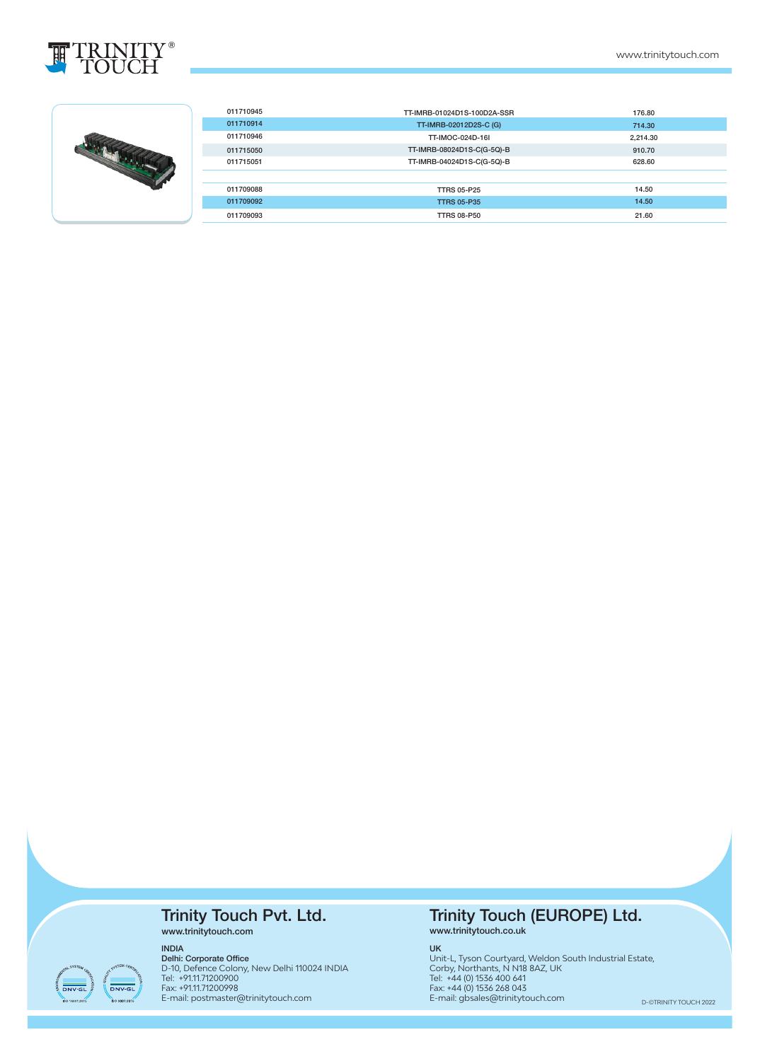| | | |
|---|---|---|
| 011710945 | TT-IMRB-01024D1S-100D2A-SSR | 176.80 |
| 011710914 | TT-IMRB-02012D2S-C (G) | 714.30 |
| 011710946 | TT-IMOC-024D-16I | 2,214.30 |
| 011715050 | TT-IMRB-08024D1S-C(G-5Q)-B | 910.70 |
| 011715051 | TT-IMRB-04024D1S-C(G-5Q)-B | 628.60 |
| | | |
| 011709088 | TTRS 05-P25 | 14.50 |
| 011709092 | TTRS 05-P35 | 14.50 |
| 011709093 | TTRS 08-P50 | 21.60 |

## Trinity Touch Pvt. Ltd.

**www.trinitytouch.com**

**INDIA**
**Delhi: Corporate Office**
D-10, Defence Colony, New Delhi 110024 INDIA
Tel: +91.11.71200900
Fax: +91.11.71200998
E-mail: postmaster@trinitytouch.com

## Trinity Touch (EUROPE) Ltd.

**www.trinitytouch.co.uk**

**UK**
Unit-L, Tyson Courtyard, Weldon South Industrial Estate,
Corby, Northants, N N18 8AZ, UK
Tel: +44 (0) 1536 400 641
Fax: +44 (0) 1536 268 043
E-mail: gbsales@trinitytouch.com

D-©TRINITY TOUCH 2022